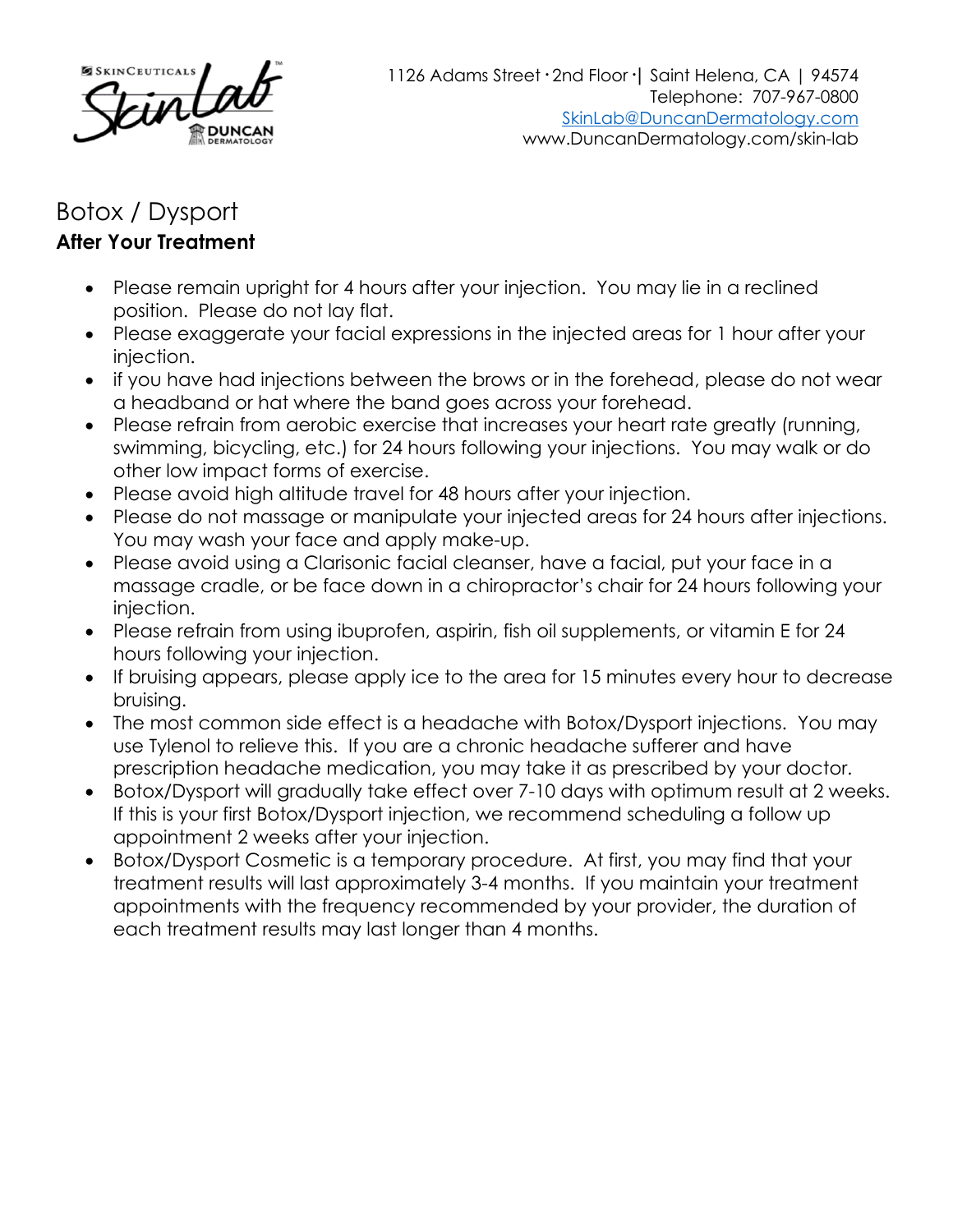1126 Adams Street · 2nd Floor ·| Saint Helena, CA | 94574
Telephone: 707-967-0800
SkinLab@DuncanDermatology.com
www.DuncanDermatology.com/skin-lab

# Botox / Dysport

## After Your Treatment

- Please remain upright for 4 hours after your injection. You may lie in a reclined position. Please do not lay flat.
- Please exaggerate your facial expressions in the injected areas for 1 hour after your injection.
- if you have had injections between the brows or in the forehead, please do not wear a headband or hat where the band goes across your forehead.
- Please refrain from aerobic exercise that increases your heart rate greatly (running, swimming, bicycling, etc.) for 24 hours following your injections. You may walk or do other low impact forms of exercise.
- Please avoid high altitude travel for 48 hours after your injection.
- Please do not massage or manipulate your injected areas for 24 hours after injections. You may wash your face and apply make-up.
- Please avoid using a Clarisonic facial cleanser, have a facial, put your face in a massage cradle, or be face down in a chiropractor's chair for 24 hours following your injection.
- Please refrain from using ibuprofen, aspirin, fish oil supplements, or vitamin E for 24 hours following your injection.
- If bruising appears, please apply ice to the area for 15 minutes every hour to decrease bruising.
- The most common side effect is a headache with Botox/Dysport injections. You may use Tylenol to relieve this. If you are a chronic headache sufferer and have prescription headache medication, you may take it as prescribed by your doctor.
- Botox/Dysport will gradually take effect over 7-10 days with optimum result at 2 weeks. If this is your first Botox/Dysport injection, we recommend scheduling a follow up appointment 2 weeks after your injection.
- Botox/Dysport Cosmetic is a temporary procedure. At first, you may find that your treatment results will last approximately 3-4 months. If you maintain your treatment appointments with the frequency recommended by your provider, the duration of each treatment results may last longer than 4 months.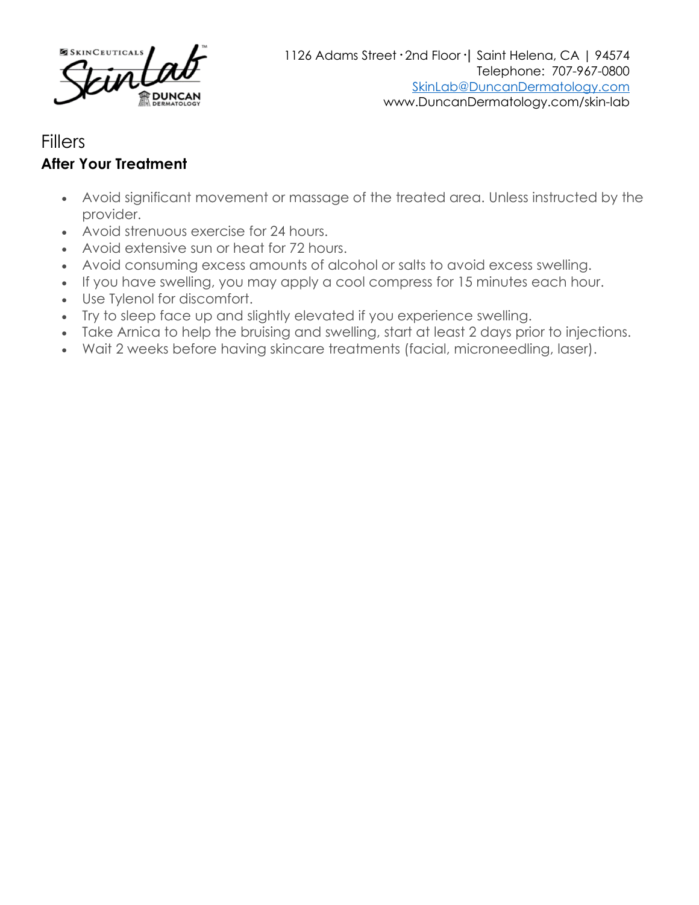1126 Adams Street · 2nd Floor · | Saint Helena, CA | 94574
Telephone: 707-967-0800
SkinLab@DuncanDermatology.com
www.DuncanDermatology.com/skin-lab

# Fillers

## After Your Treatment

- Avoid significant movement or massage of the treated area. Unless instructed by the provider.
- Avoid strenuous exercise for 24 hours.
- Avoid extensive sun or heat for 72 hours.
- Avoid consuming excess amounts of alcohol or salts to avoid excess swelling.
- If you have swelling, you may apply a cool compress for 15 minutes each hour.
- Use Tylenol for discomfort.
- Try to sleep face up and slightly elevated if you experience swelling.
- Take Arnica to help the bruising and swelling, start at least 2 days prior to injections.
- Wait 2 weeks before having skincare treatments (facial, microneedling, laser).